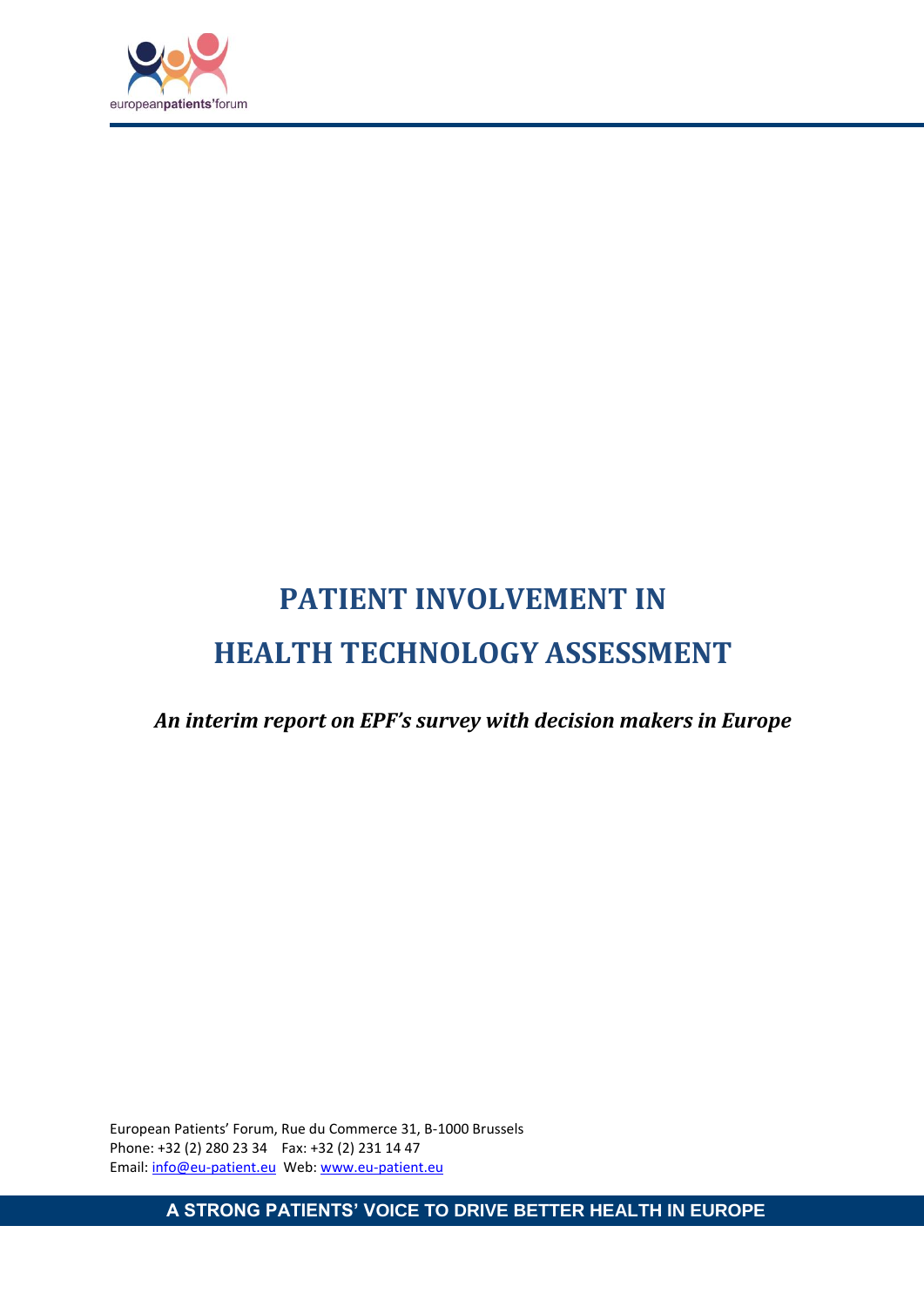europeanpatients'forum

# PATIENT INVOLVEMENT IN HEALTH TECHNOLOGY ASSESSMENT

***An interim report on EPF's survey with decision makers in Europe***

European Patients' Forum, Rue du Commerce 31, B-1000 Brussels
Phone: +32 (2) 280 23 34 Fax: +32 (2) 231 14 47
Email: info@eu-patient.eu Web: www.eu-patient.eu

**A STRONG PATIENTS' VOICE TO DRIVE BETTER HEALTH IN EUROPE**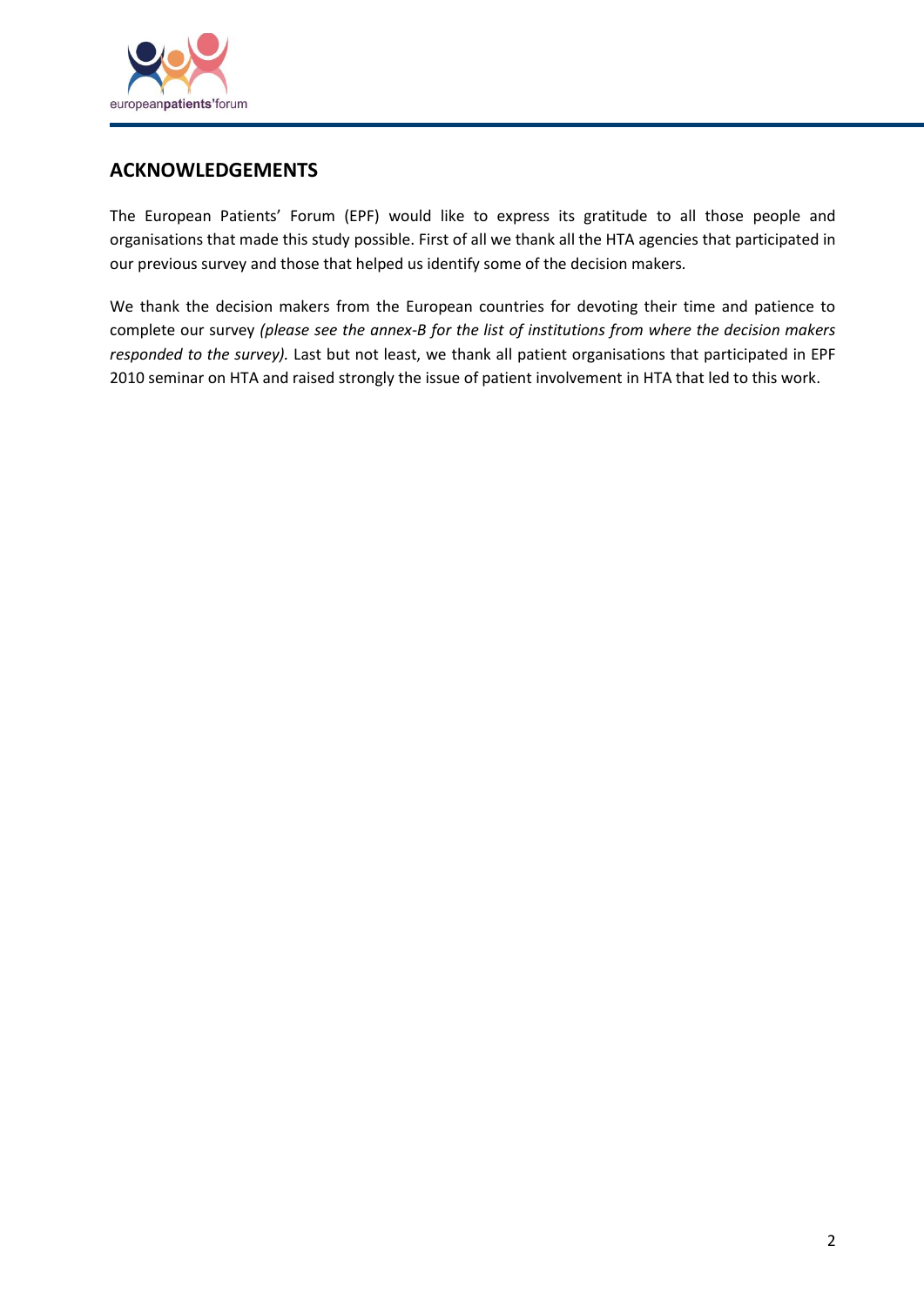## ACKNOWLEDGEMENTS

The European Patients' Forum (EPF) would like to express its gratitude to all those people and organisations that made this study possible. First of all we thank all the HTA agencies that participated in our previous survey and those that helped us identify some of the decision makers.

We thank the decision makers from the European countries for devoting their time and patience to complete our survey *(please see the annex-B for the list of institutions from where the decision makers responded to the survey).* Last but not least, we thank all patient organisations that participated in EPF 2010 seminar on HTA and raised strongly the issue of patient involvement in HTA that led to this work.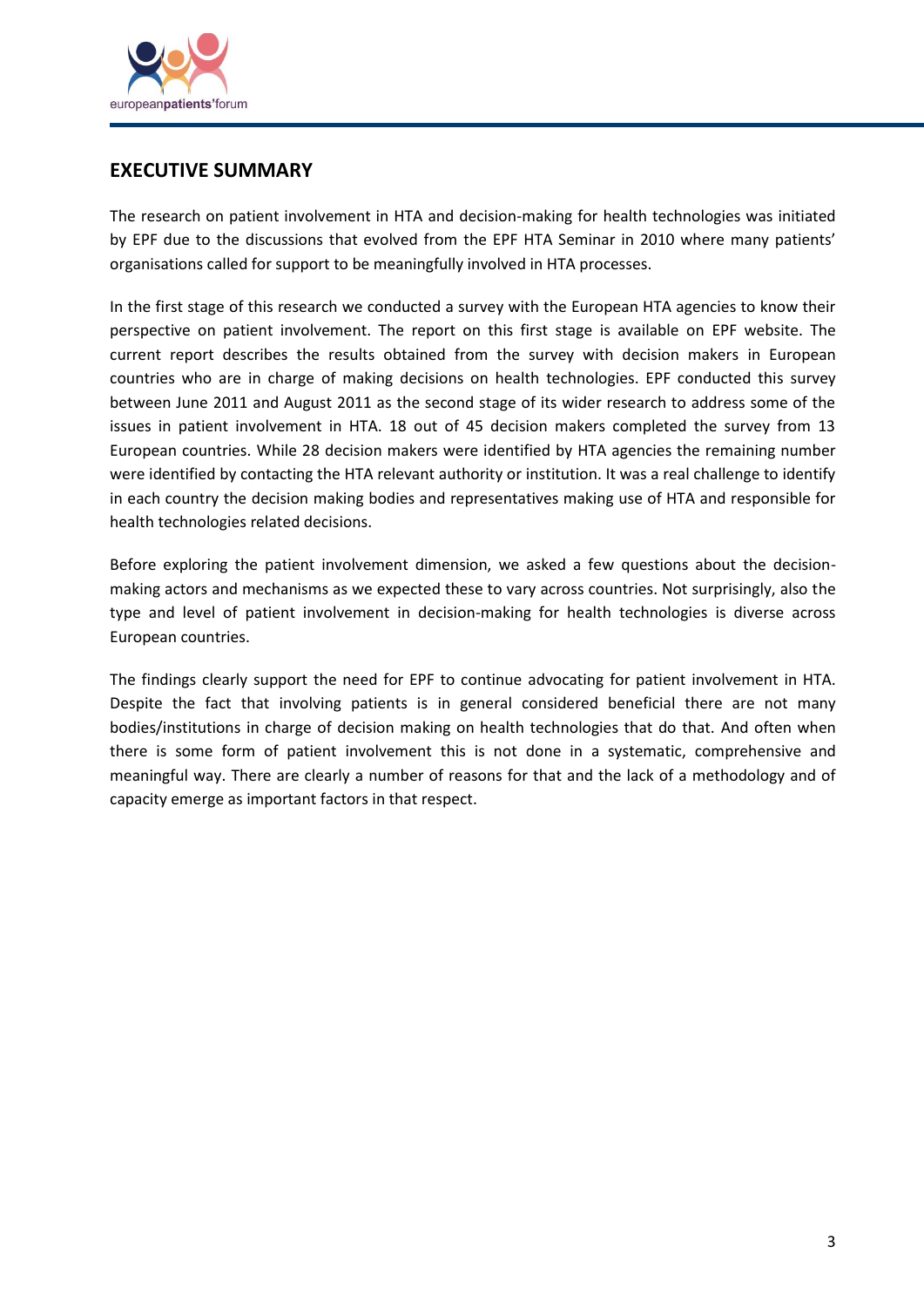## EXECUTIVE SUMMARY

The research on patient involvement in HTA and decision-making for health technologies was initiated by EPF due to the discussions that evolved from the EPF HTA Seminar in 2010 where many patients' organisations called for support to be meaningfully involved in HTA processes.

In the first stage of this research we conducted a survey with the European HTA agencies to know their perspective on patient involvement. The report on this first stage is available on EPF website. The current report describes the results obtained from the survey with decision makers in European countries who are in charge of making decisions on health technologies. EPF conducted this survey between June 2011 and August 2011 as the second stage of its wider research to address some of the issues in patient involvement in HTA. 18 out of 45 decision makers completed the survey from 13 European countries. While 28 decision makers were identified by HTA agencies the remaining number were identified by contacting the HTA relevant authority or institution. It was a real challenge to identify in each country the decision making bodies and representatives making use of HTA and responsible for health technologies related decisions.

Before exploring the patient involvement dimension, we asked a few questions about the decision-making actors and mechanisms as we expected these to vary across countries. Not surprisingly, also the type and level of patient involvement in decision-making for health technologies is diverse across European countries.

The findings clearly support the need for EPF to continue advocating for patient involvement in HTA. Despite the fact that involving patients is in general considered beneficial there are not many bodies/institutions in charge of decision making on health technologies that do that. And often when there is some form of patient involvement this is not done in a systematic, comprehensive and meaningful way. There are clearly a number of reasons for that and the lack of a methodology and of capacity emerge as important factors in that respect.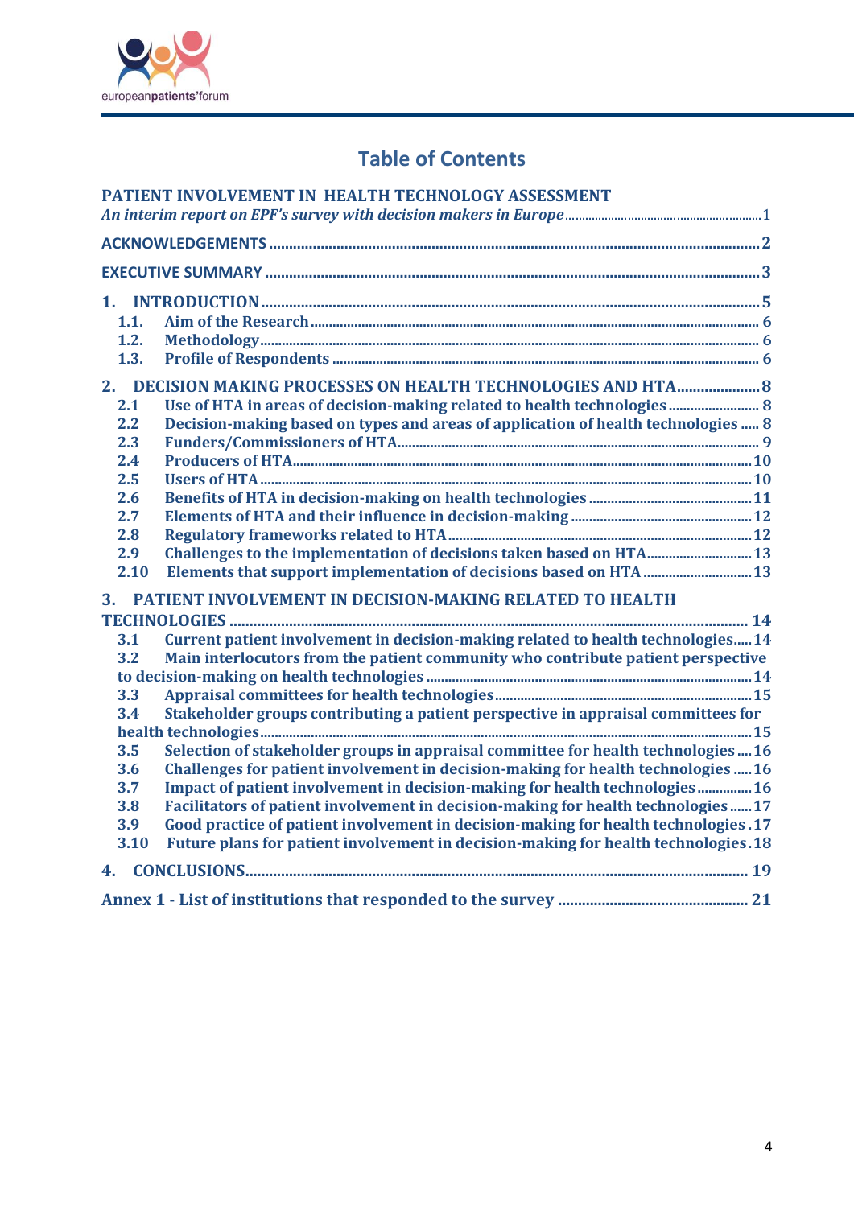# Table of Contents

**PATIENT INVOLVEMENT IN HEALTH TECHNOLOGY ASSESSMENT**
*An interim report on EPF's survey with decision makers in Europe* ..... 1

**ACKNOWLEDGEMENTS** ..... 2

**EXECUTIVE SUMMARY** ..... 3

**1. INTRODUCTION** ..... 5
- **1.1. Aim of the Research** ..... 6
- **1.2. Methodology** ..... 6
- **1.3. Profile of Respondents** ..... 6

**2. DECISION MAKING PROCESSES ON HEALTH TECHNOLOGIES AND HTA** ..... 8
- **2.1 Use of HTA in areas of decision-making related to health technologies** ..... 8
- **2.2 Decision-making based on types and areas of application of health technologies** ..... 8
- **2.3 Funders/Commissioners of HTA** ..... 9
- **2.4 Producers of HTA** ..... 10
- **2.5 Users of HTA** ..... 10
- **2.6 Benefits of HTA in decision-making on health technologies** ..... 11
- **2.7 Elements of HTA and their influence in decision-making** ..... 12
- **2.8 Regulatory frameworks related to HTA** ..... 12
- **2.9 Challenges to the implementation of decisions taken based on HTA** ..... 13
- **2.10 Elements that support implementation of decisions based on HTA** ..... 13

**3. PATIENT INVOLVEMENT IN DECISION-MAKING RELATED TO HEALTH TECHNOLOGIES** ..... 14
- **3.1 Current patient involvement in decision-making related to health technologies** ..... 14
- **3.2 Main interlocutors from the patient community who contribute patient perspective to decision-making on health technologies** ..... 14
- **3.3 Appraisal committees for health technologies** ..... 15
- **3.4 Stakeholder groups contributing a patient perspective in appraisal committees for health technologies** ..... 15
- **3.5 Selection of stakeholder groups in appraisal committee for health technologies** ..... 16
- **3.6 Challenges for patient involvement in decision-making for health technologies** ..... 16
- **3.7 Impact of patient involvement in decision-making for health technologies** ..... 16
- **3.8 Facilitators of patient involvement in decision-making for health technologies** ..... 17
- **3.9 Good practice of patient involvement in decision-making for health technologies** ..... 17
- **3.10 Future plans for patient involvement in decision-making for health technologies** ..... 18

**4. CONCLUSIONS** ..... 19

**Annex 1 - List of institutions that responded to the survey** ..... 21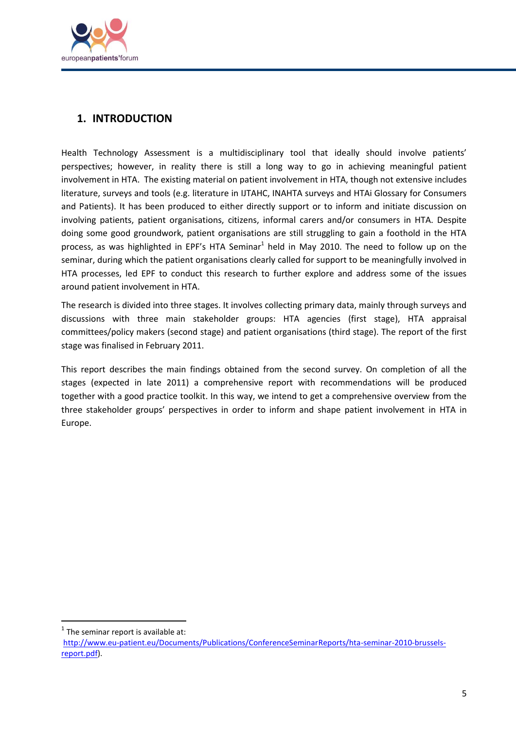# 1. INTRODUCTION

Health Technology Assessment is a multidisciplinary tool that ideally should involve patients' perspectives; however, in reality there is still a long way to go in achieving meaningful patient involvement in HTA. The existing material on patient involvement in HTA, though not extensive includes literature, surveys and tools (e.g. literature in IJTAHC, INAHTA surveys and HTAi Glossary for Consumers and Patients). It has been produced to either directly support or to inform and initiate discussion on involving patients, patient organisations, citizens, informal carers and/or consumers in HTA. Despite doing some good groundwork, patient organisations are still struggling to gain a foothold in the HTA process, as was highlighted in EPF's HTA Seminar[1] held in May 2010. The need to follow up on the seminar, during which the patient organisations clearly called for support to be meaningfully involved in HTA processes, led EPF to conduct this research to further explore and address some of the issues around patient involvement in HTA.

The research is divided into three stages. It involves collecting primary data, mainly through surveys and discussions with three main stakeholder groups: HTA agencies (first stage), HTA appraisal committees/policy makers (second stage) and patient organisations (third stage). The report of the first stage was finalised in February 2011.

This report describes the main findings obtained from the second survey. On completion of all the stages (expected in late 2011) a comprehensive report with recommendations will be produced together with a good practice toolkit. In this way, we intend to get a comprehensive overview from the three stakeholder groups' perspectives in order to inform and shape patient involvement in HTA in Europe.

---

[1] The seminar report is available at: http://www.eu-patient.eu/Documents/Publications/ConferenceSeminarReports/hta-seminar-2010-brussels-report.pdf).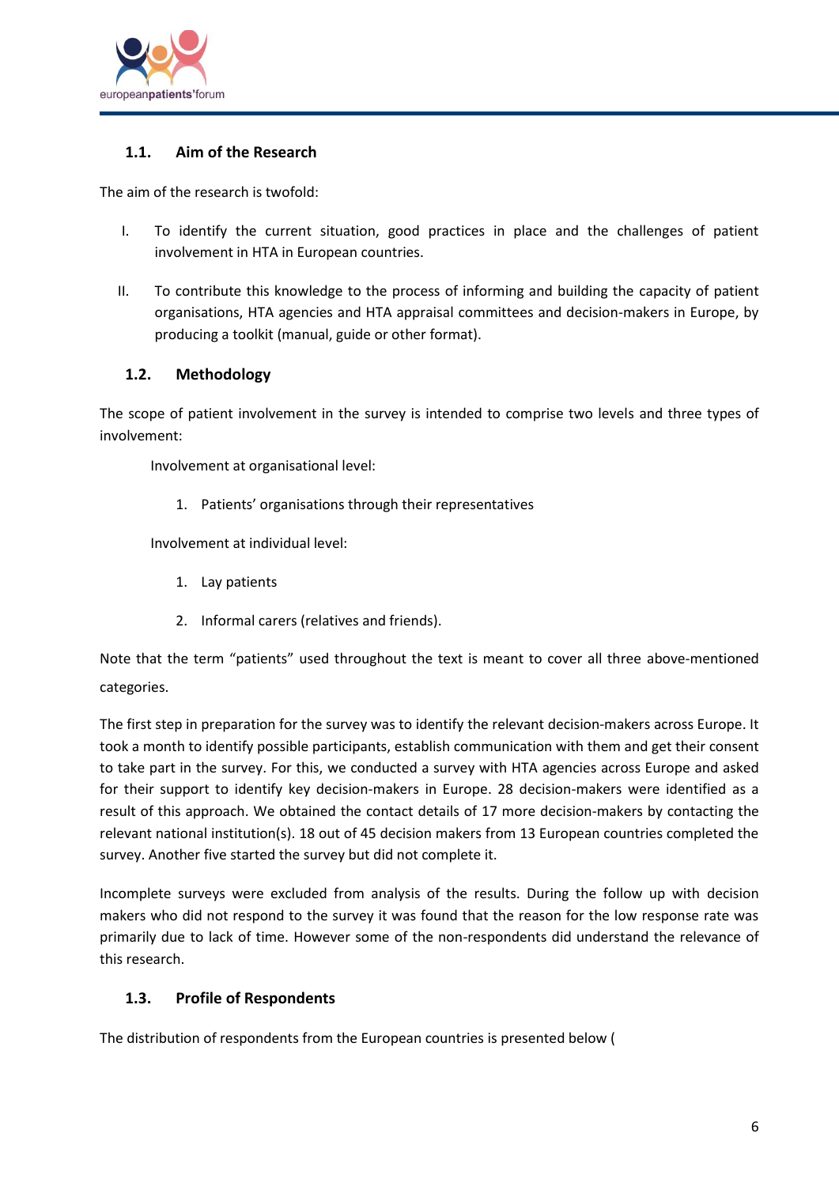### 1.1. Aim of the Research

The aim of the research is twofold:

I. To identify the current situation, good practices in place and the challenges of patient involvement in HTA in European countries.

II. To contribute this knowledge to the process of informing and building the capacity of patient organisations, HTA agencies and HTA appraisal committees and decision-makers in Europe, by producing a toolkit (manual, guide or other format).

### 1.2. Methodology

The scope of patient involvement in the survey is intended to comprise two levels and three types of involvement:

Involvement at organisational level:

1. Patients' organisations through their representatives

Involvement at individual level:

1. Lay patients
2. Informal carers (relatives and friends).

Note that the term "patients" used throughout the text is meant to cover all three above-mentioned categories.

The first step in preparation for the survey was to identify the relevant decision-makers across Europe. It took a month to identify possible participants, establish communication with them and get their consent to take part in the survey. For this, we conducted a survey with HTA agencies across Europe and asked for their support to identify key decision-makers in Europe. 28 decision-makers were identified as a result of this approach. We obtained the contact details of 17 more decision-makers by contacting the relevant national institution(s). 18 out of 45 decision makers from 13 European countries completed the survey. Another five started the survey but did not complete it.

Incomplete surveys were excluded from analysis of the results. During the follow up with decision makers who did not respond to the survey it was found that the reason for the low response rate was primarily due to lack of time. However some of the non-respondents did understand the relevance of this research.

### 1.3. Profile of Respondents

The distribution of respondents from the European countries is presented below (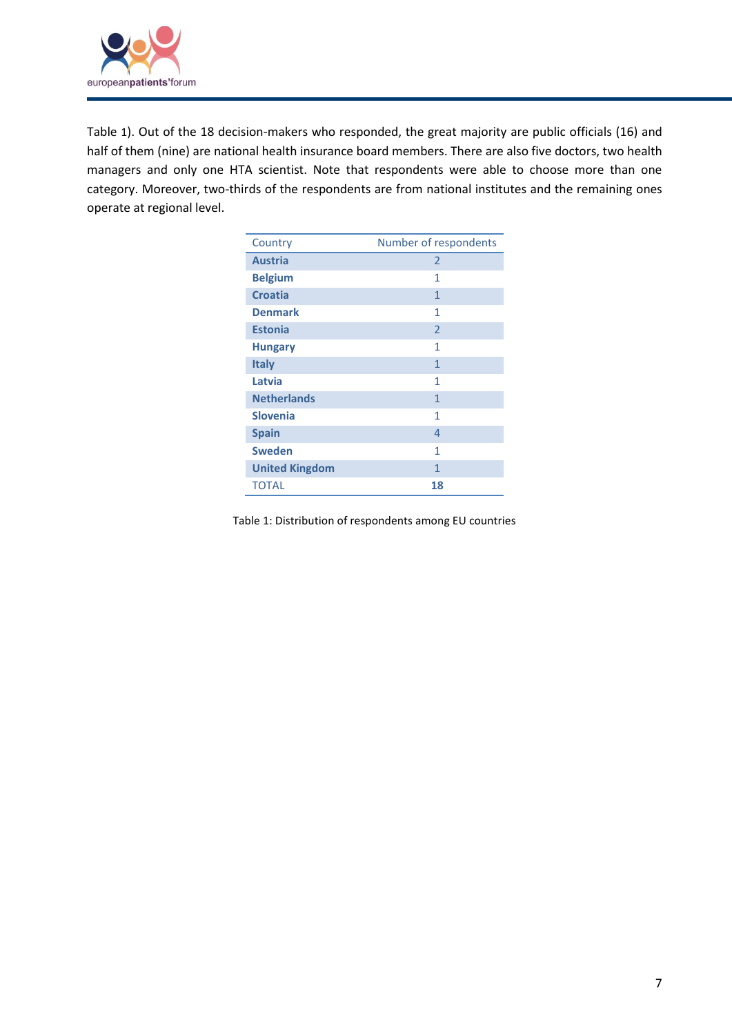Table 1). Out of the 18 decision-makers who responded, the great majority are public officials (16) and half of them (nine) are national health insurance board members. There are also five doctors, two health managers and only one HTA scientist. Note that respondents were able to choose more than one category. Moreover, two-thirds of the respondents are from national institutes and the remaining ones operate at regional level.

| Country | Number of respondents |
|---|---|
| **Austria** | 2 |
| **Belgium** | 1 |
| **Croatia** | 1 |
| **Denmark** | 1 |
| **Estonia** | 2 |
| **Hungary** | 1 |
| **Italy** | 1 |
| **Latvia** | 1 |
| **Netherlands** | 1 |
| **Slovenia** | 1 |
| **Spain** | 4 |
| **Sweden** | 1 |
| **United Kingdom** | 1 |
| TOTAL | **18** |

Table 1: Distribution of respondents among EU countries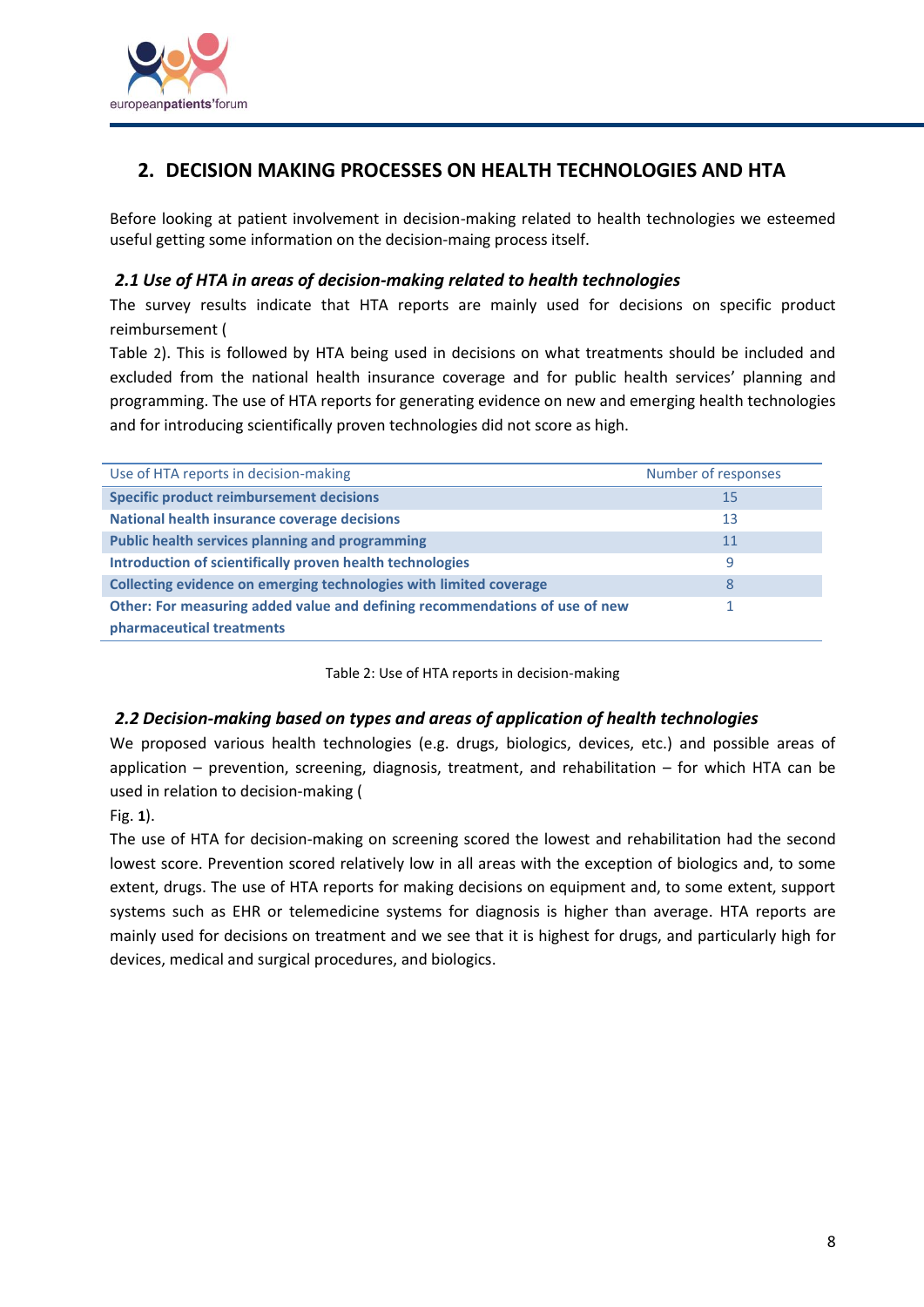## 2. DECISION MAKING PROCESSES ON HEALTH TECHNOLOGIES AND HTA

Before looking at patient involvement in decision-making related to health technologies we esteemed useful getting some information on the decision-maing process itself.

### *2.1 Use of HTA in areas of decision-making related to health technologies*

The survey results indicate that HTA reports are mainly used for decisions on specific product reimbursement (
Table 2). This is followed by HTA being used in decisions on what treatments should be included and excluded from the national health insurance coverage and for public health services' planning and programming. The use of HTA reports for generating evidence on new and emerging health technologies and for introducing scientifically proven technologies did not score as high.

| Use of HTA reports in decision-making | Number of responses |
| --- | --- |
| **Specific product reimbursement decisions** | 15 |
| **National health insurance coverage decisions** | 13 |
| **Public health services planning and programming** | 11 |
| **Introduction of scientifically proven health technologies** | 9 |
| **Collecting evidence on emerging technologies with limited coverage** | 8 |
| **Other: For measuring added value and defining recommendations of use of new pharmaceutical treatments** | 1 |

Table 2: Use of HTA reports in decision-making

### *2.2 Decision-making based on types and areas of application of health technologies*

We proposed various health technologies (e.g. drugs, biologics, devices, etc.) and possible areas of application – prevention, screening, diagnosis, treatment, and rehabilitation – for which HTA can be used in relation to decision-making (
Fig. **1**).

The use of HTA for decision-making on screening scored the lowest and rehabilitation had the second lowest score. Prevention scored relatively low in all areas with the exception of biologics and, to some extent, drugs. The use of HTA reports for making decisions on equipment and, to some extent, support systems such as EHR or telemedicine systems for diagnosis is higher than average. HTA reports are mainly used for decisions on treatment and we see that it is highest for drugs, and particularly high for devices, medical and surgical procedures, and biologics.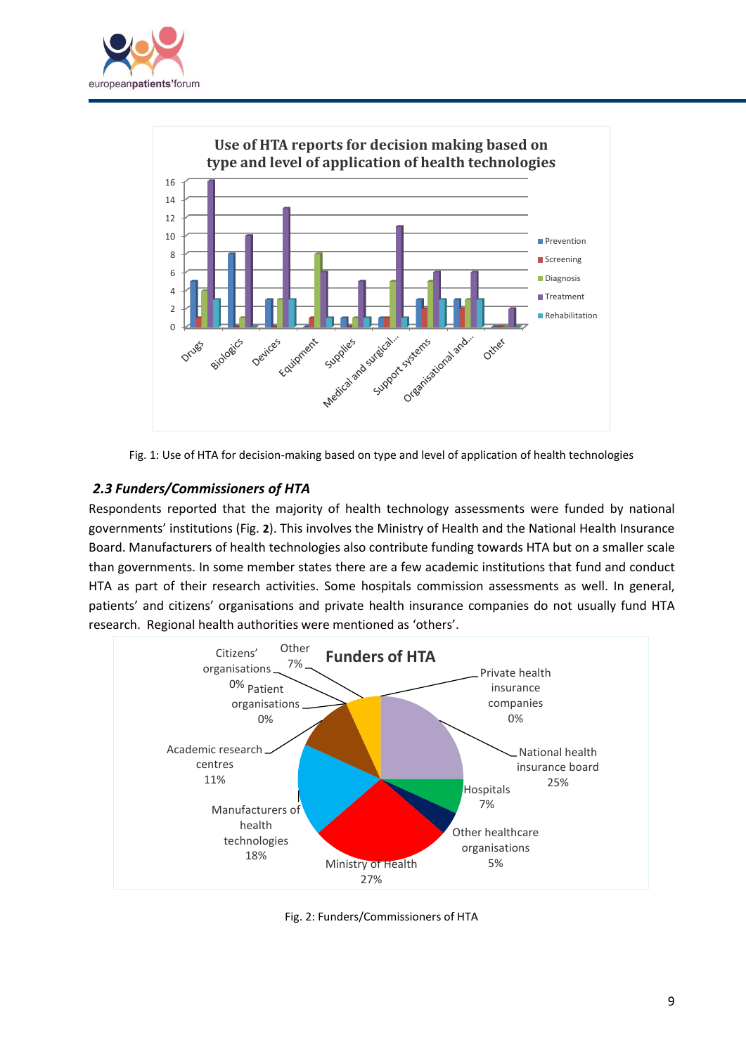Fig. 1: Use of HTA for decision-making based on type and level of application of health technologies

### *2.3 Funders/Commissioners of HTA*

Respondents reported that the majority of health technology assessments were funded by national governments' institutions (Fig. **2**). This involves the Ministry of Health and the National Health Insurance Board. Manufacturers of health technologies also contribute funding towards HTA but on a smaller scale than governments. In some member states there are a few academic institutions that fund and conduct HTA as part of their research activities. Some hospitals commission assessments as well. In general, patients' and citizens' organisations and private health insurance companies do not usually fund HTA research. Regional health authorities were mentioned as 'others'.

Fig. 2: Funders/Commissioners of HTA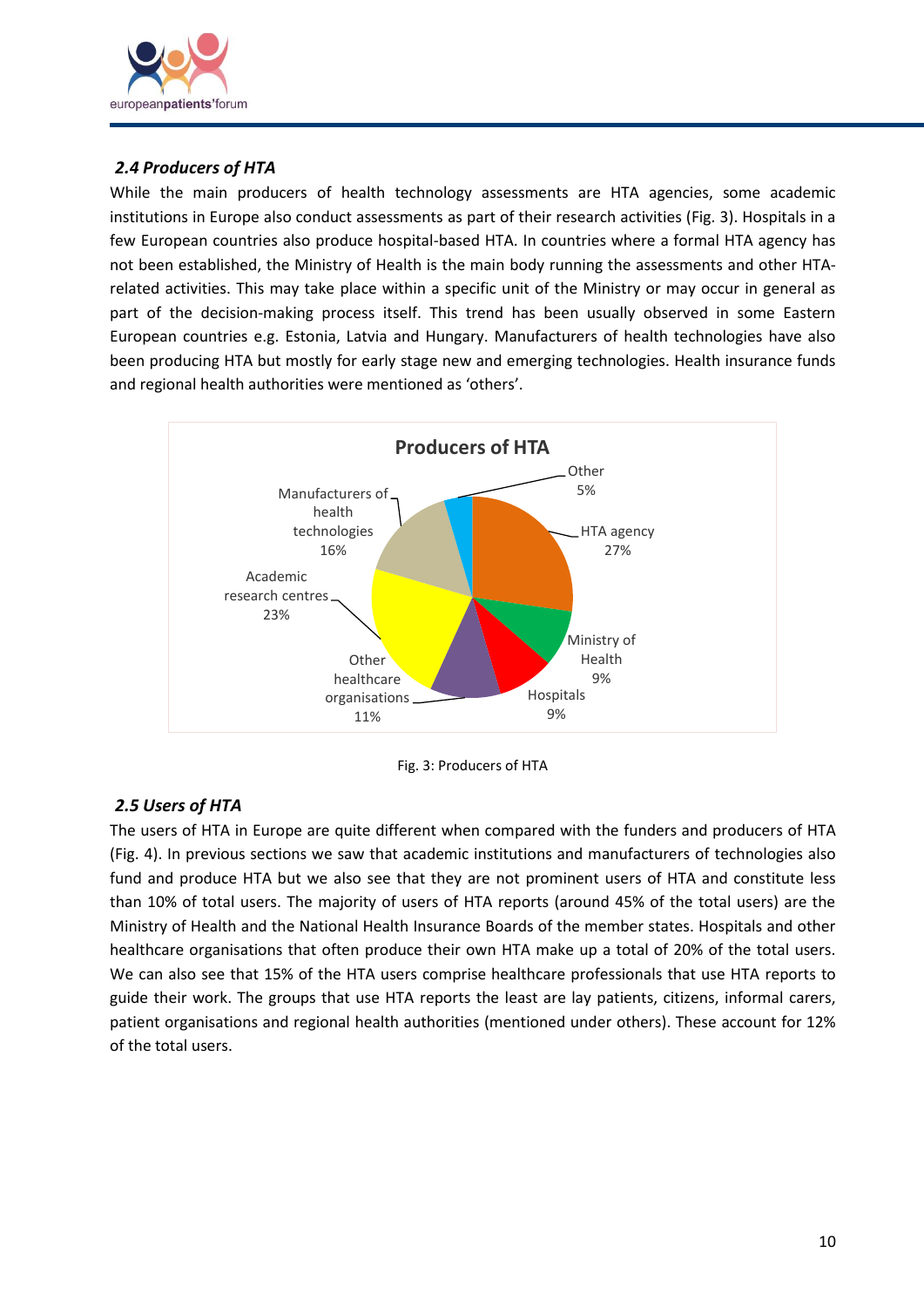## *2.4 Producers of HTA*

While the main producers of health technology assessments are HTA agencies, some academic institutions in Europe also conduct assessments as part of their research activities (Fig. 3). Hospitals in a few European countries also produce hospital-based HTA. In countries where a formal HTA agency has not been established, the Ministry of Health is the main body running the assessments and other HTA-related activities. This may take place within a specific unit of the Ministry or may occur in general as part of the decision-making process itself. This trend has been usually observed in some Eastern European countries e.g. Estonia, Latvia and Hungary. Manufacturers of health technologies have also been producing HTA but mostly for early stage new and emerging technologies. Health insurance funds and regional health authorities were mentioned as 'others'.

**Producers of HTA**

| Producer | Share |
|---|---|
| HTA agency | 27% |
| Ministry of Health | 9% |
| Hospitals | 9% |
| Other healthcare organisations | 11% |
| Academic research centres | 23% |
| Manufacturers of health technologies | 16% |
| Other | 5% |

Fig. 3: Producers of HTA

## *2.5 Users of HTA*

The users of HTA in Europe are quite different when compared with the funders and producers of HTA (Fig. 4). In previous sections we saw that academic institutions and manufacturers of technologies also fund and produce HTA but we also see that they are not prominent users of HTA and constitute less than 10% of total users. The majority of users of HTA reports (around 45% of the total users) are the Ministry of Health and the National Health Insurance Boards of the member states. Hospitals and other healthcare organisations that often produce their own HTA make up a total of 20% of the total users. We can also see that 15% of the HTA users comprise healthcare professionals that use HTA reports to guide their work. The groups that use HTA reports the least are lay patients, citizens, informal carers, patient organisations and regional health authorities (mentioned under others). These account for 12% of the total users.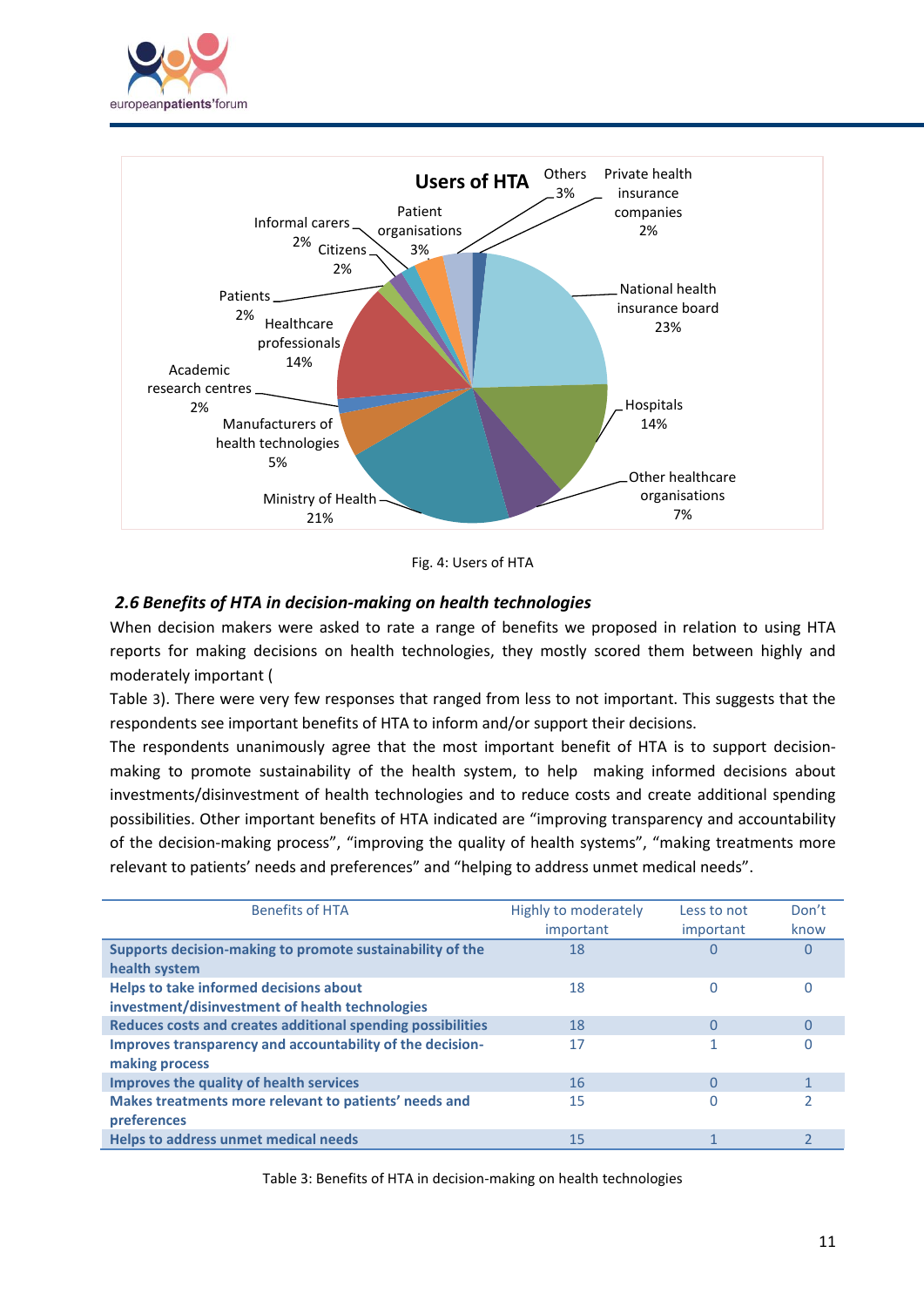Fig. 4: Users of HTA

### *2.6 Benefits of HTA in decision-making on health technologies*

When decision makers were asked to rate a range of benefits we proposed in relation to using HTA reports for making decisions on health technologies, they mostly scored them between highly and moderately important (

Table 3). There were very few responses that ranged from less to not important. This suggests that the respondents see important benefits of HTA to inform and/or support their decisions.

The respondents unanimously agree that the most important benefit of HTA is to support decision-making to promote sustainability of the health system, to help making informed decisions about investments/disinvestment of health technologies and to reduce costs and create additional spending possibilities. Other important benefits of HTA indicated are "improving transparency and accountability of the decision-making process", "improving the quality of health systems", "making treatments more relevant to patients' needs and preferences" and "helping to address unmet medical needs".

| Benefits of HTA | Highly to moderately important | Less to not important | Don't know |
|---|---|---|---|
| **Supports decision-making to promote sustainability of the health system** | 18 | 0 | 0 |
| **Helps to take informed decisions about investment/disinvestment of health technologies** | 18 | 0 | 0 |
| **Reduces costs and creates additional spending possibilities** | 18 | 0 | 0 |
| **Improves transparency and accountability of the decision-making process** | 17 | 1 | 0 |
| **Improves the quality of health services** | 16 | 0 | 1 |
| **Makes treatments more relevant to patients' needs and preferences** | 15 | 0 | 2 |
| **Helps to address unmet medical needs** | 15 | 1 | 2 |

Table 3: Benefits of HTA in decision-making on health technologies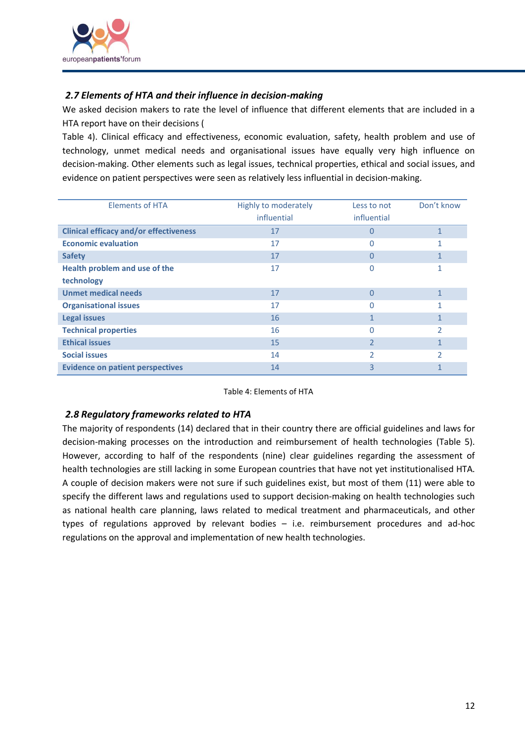### *2.7 Elements of HTA and their influence in decision-making*

We asked decision makers to rate the level of influence that different elements that are included in a HTA report have on their decisions (
Table 4). Clinical efficacy and effectiveness, economic evaluation, safety, health problem and use of technology, unmet medical needs and organisational issues have equally very high influence on decision-making. Other elements such as legal issues, technical properties, ethical and social issues, and evidence on patient perspectives were seen as relatively less influential in decision-making.

| Elements of HTA | Highly to moderately influential | Less to not influential | Don't know |
|---|---|---|---|
| **Clinical efficacy and/or effectiveness** | 17 | 0 | 1 |
| **Economic evaluation** | 17 | 0 | 1 |
| **Safety** | 17 | 0 | 1 |
| **Health problem and use of the technology** | 17 | 0 | 1 |
| **Unmet medical needs** | 17 | 0 | 1 |
| **Organisational issues** | 17 | 0 | 1 |
| **Legal issues** | 16 | 1 | 1 |
| **Technical properties** | 16 | 0 | 2 |
| **Ethical issues** | 15 | 2 | 1 |
| **Social issues** | 14 | 2 | 2 |
| **Evidence on patient perspectives** | 14 | 3 | 1 |

Table 4: Elements of HTA

### *2.8 Regulatory frameworks related to HTA*

The majority of respondents (14) declared that in their country there are official guidelines and laws for decision-making processes on the introduction and reimbursement of health technologies (Table 5). However, according to half of the respondents (nine) clear guidelines regarding the assessment of health technologies are still lacking in some European countries that have not yet institutionalised HTA. A couple of decision makers were not sure if such guidelines exist, but most of them (11) were able to specify the different laws and regulations used to support decision-making on health technologies such as national health care planning, laws related to medical treatment and pharmaceuticals, and other types of regulations approved by relevant bodies – i.e. reimbursement procedures and ad-hoc regulations on the approval and implementation of new health technologies.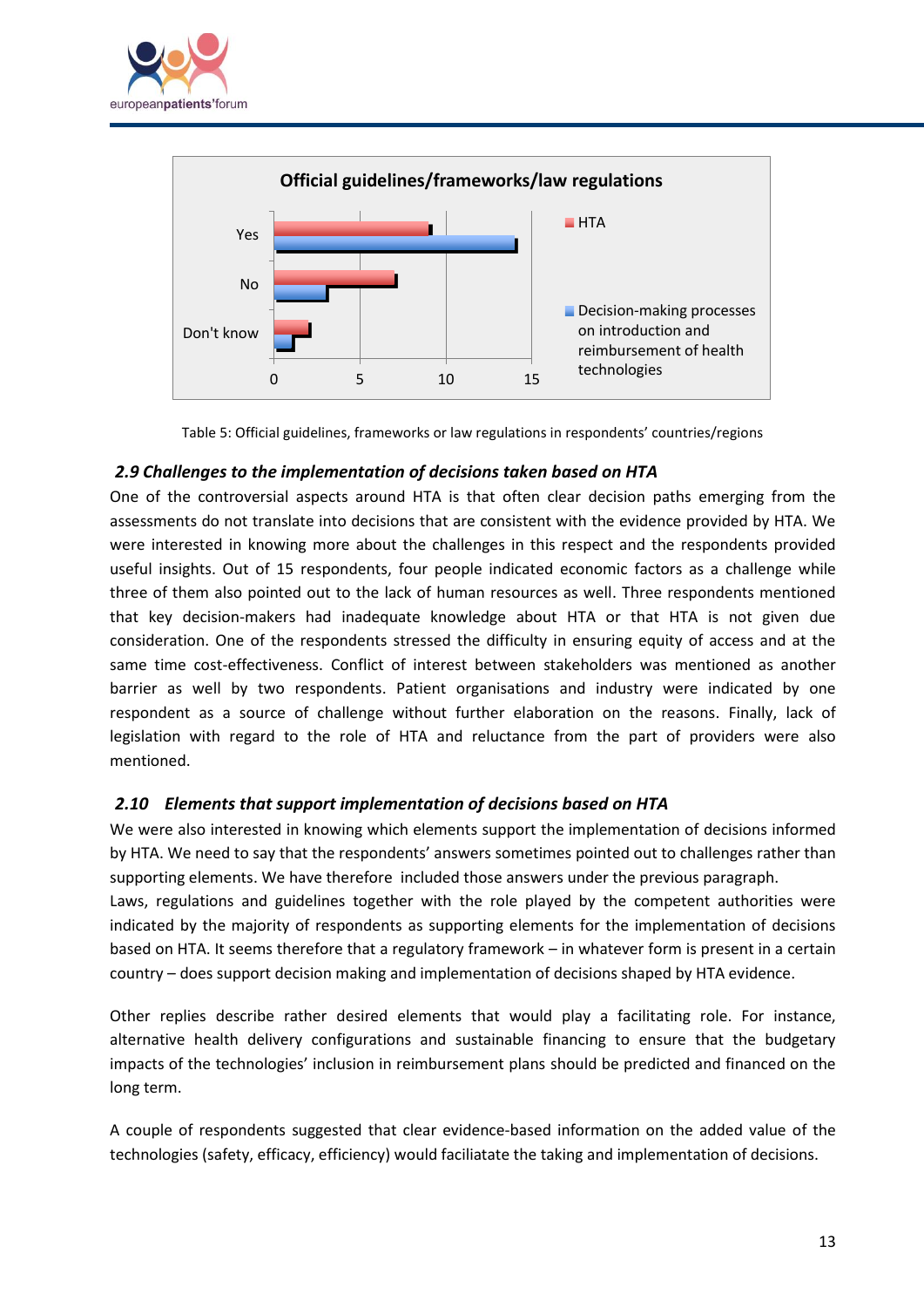Table 5: Official guidelines, frameworks or law regulations in respondents' countries/regions

### *2.9 Challenges to the implementation of decisions taken based on HTA*

One of the controversial aspects around HTA is that often clear decision paths emerging from the assessments do not translate into decisions that are consistent with the evidence provided by HTA. We were interested in knowing more about the challenges in this respect and the respondents provided useful insights. Out of 15 respondents, four people indicated economic factors as a challenge while three of them also pointed out to the lack of human resources as well. Three respondents mentioned that key decision-makers had inadequate knowledge about HTA or that HTA is not given due consideration. One of the respondents stressed the difficulty in ensuring equity of access and at the same time cost-effectiveness. Conflict of interest between stakeholders was mentioned as another barrier as well by two respondents. Patient organisations and industry were indicated by one respondent as a source of challenge without further elaboration on the reasons. Finally, lack of legislation with regard to the role of HTA and reluctance from the part of providers were also mentioned.

### *2.10 Elements that support implementation of decisions based on HTA*

We were also interested in knowing which elements support the implementation of decisions informed by HTA. We need to say that the respondents' answers sometimes pointed out to challenges rather than supporting elements. We have therefore included those answers under the previous paragraph.

Laws, regulations and guidelines together with the role played by the competent authorities were indicated by the majority of respondents as supporting elements for the implementation of decisions based on HTA. It seems therefore that a regulatory framework – in whatever form is present in a certain country – does support decision making and implementation of decisions shaped by HTA evidence.

Other replies describe rather desired elements that would play a facilitating role. For instance, alternative health delivery configurations and sustainable financing to ensure that the budgetary impacts of the technologies' inclusion in reimbursement plans should be predicted and financed on the long term.

A couple of respondents suggested that clear evidence-based information on the added value of the technologies (safety, efficacy, efficiency) would faciliatate the taking and implementation of decisions.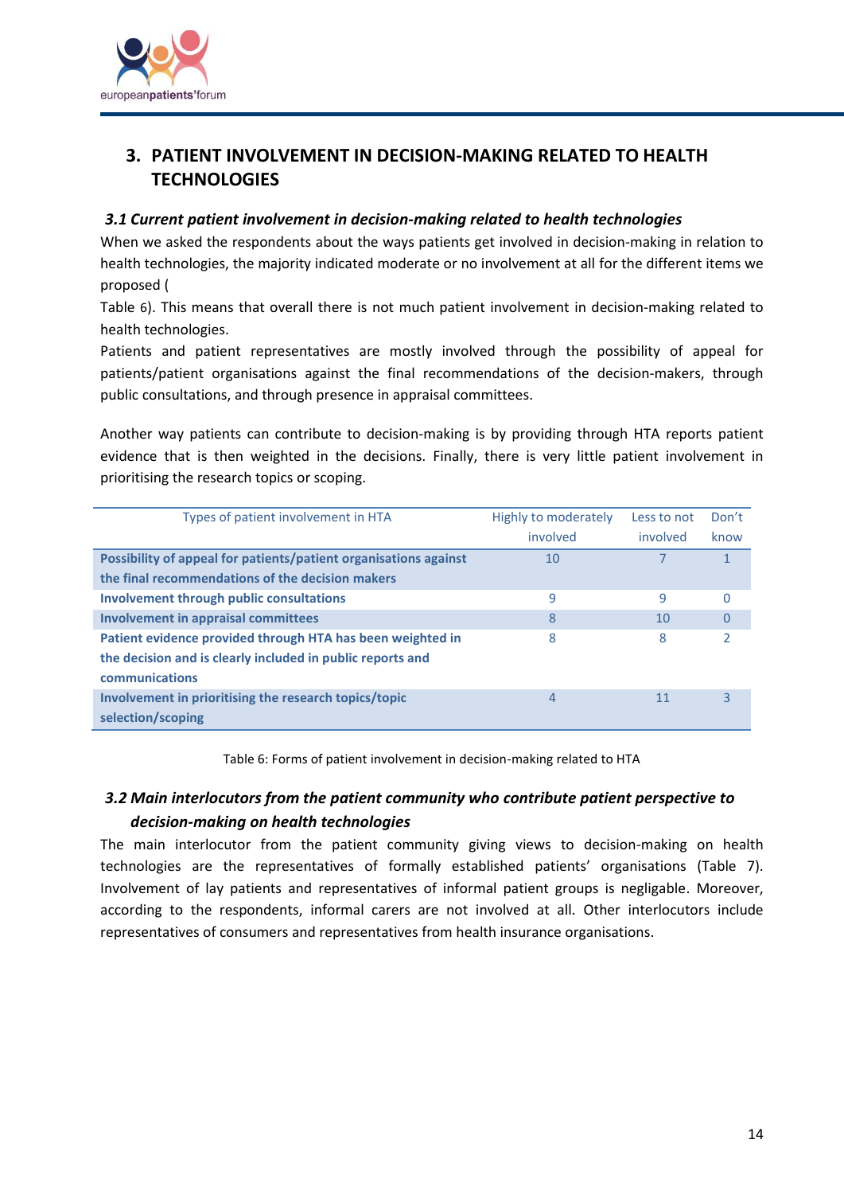## 3. PATIENT INVOLVEMENT IN DECISION-MAKING RELATED TO HEALTH TECHNOLOGIES

### *3.1 Current patient involvement in decision-making related to health technologies*

When we asked the respondents about the ways patients get involved in decision-making in relation to health technologies, the majority indicated moderate or no involvement at all for the different items we proposed (
Table 6). This means that overall there is not much patient involvement in decision-making related to health technologies.

Patients and patient representatives are mostly involved through the possibility of appeal for patients/patient organisations against the final recommendations of the decision-makers, through public consultations, and through presence in appraisal committees.

Another way patients can contribute to decision-making is by providing through HTA reports patient evidence that is then weighted in the decisions. Finally, there is very little patient involvement in prioritising the research topics or scoping.

| Types of patient involvement in HTA | Highly to moderately involved | Less to not involved | Don't know |
|---|---|---|---|
| **Possibility of appeal for patients/patient organisations against the final recommendations of the decision makers** | 10 | 7 | 1 |
| **Involvement through public consultations** | 9 | 9 | 0 |
| **Involvement in appraisal committees** | 8 | 10 | 0 |
| **Patient evidence provided through HTA has been weighted in the decision and is clearly included in public reports and communications** | 8 | 8 | 2 |
| **Involvement in prioritising the research topics/topic selection/scoping** | 4 | 11 | 3 |

Table 6: Forms of patient involvement in decision-making related to HTA

### *3.2 Main interlocutors from the patient community who contribute patient perspective to decision-making on health technologies*

The main interlocutor from the patient community giving views to decision-making on health technologies are the representatives of formally established patients' organisations (Table 7). Involvement of lay patients and representatives of informal patient groups is negligable. Moreover, according to the respondents, informal carers are not involved at all. Other interlocutors include representatives of consumers and representatives from health insurance organisations.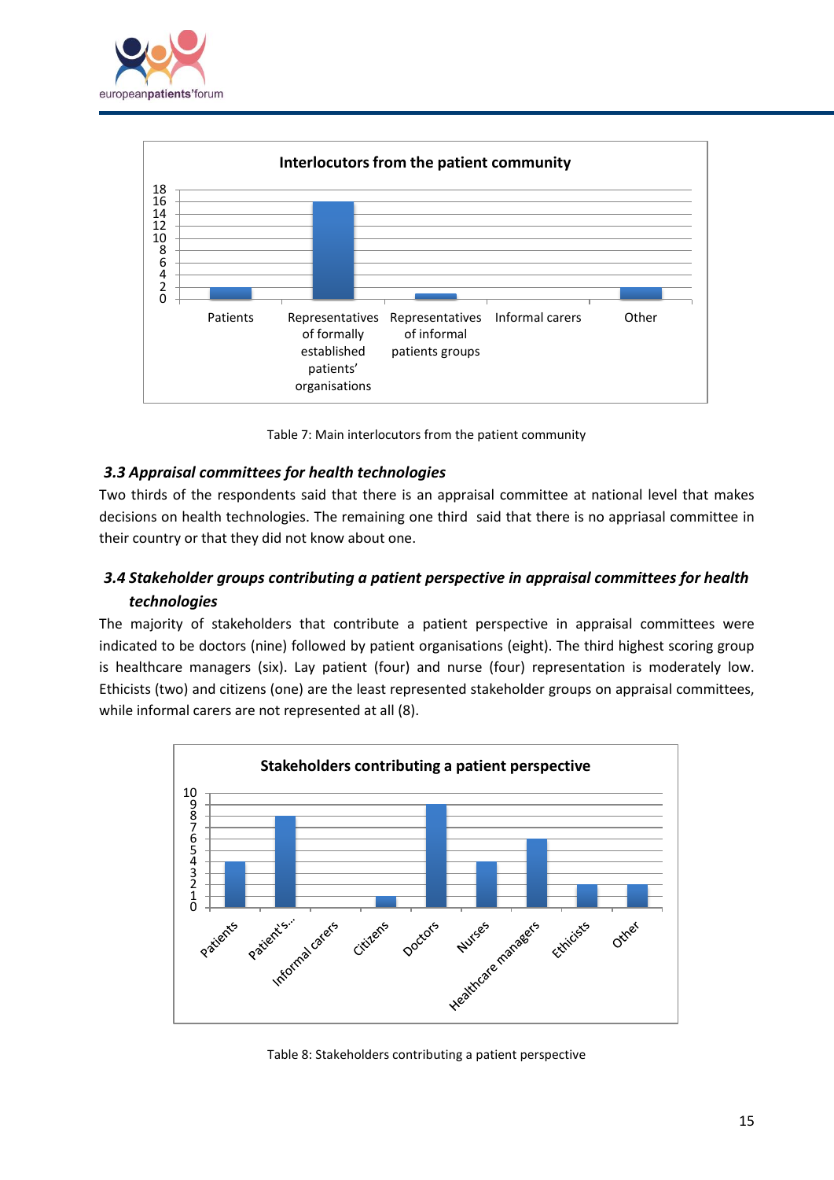**Interlocutors from the patient community**

| | Patients | Representatives of formally established patients' organisations | Representatives of informal patients groups | Informal carers | Other |
|---|---|---|---|---|---|
| Count | 2 | 16 | 1 | 0 | 2 |

Table 7: Main interlocutors from the patient community

### *3.3 Appraisal committees for health technologies*

Two thirds of the respondents said that there is an appraisal committee at national level that makes decisions on health technologies. The remaining one third said that there is no appriasal committee in their country or that they did not know about one.

### *3.4 Stakeholder groups contributing a patient perspective in appraisal committees for health technologies*

The majority of stakeholders that contribute a patient perspective in appraisal committees were indicated to be doctors (nine) followed by patient organisations (eight). The third highest scoring group is healthcare managers (six). Lay patient (four) and nurse (four) representation is moderately low. Ethicists (two) and citizens (one) are the least represented stakeholder groups on appraisal committees, while informal carers are not represented at all (8).

**Stakeholders contributing a patient perspective**

| | Patients | Patient's... | Informal carers | Citizens | Doctors | Nurses | Healthcare managers | Ethicists | Other |
|---|---|---|---|---|---|---|---|---|---|
| Count | 4 | 8 | 0 | 1 | 9 | 4 | 6 | 2 | 2 |

Table 8: Stakeholders contributing a patient perspective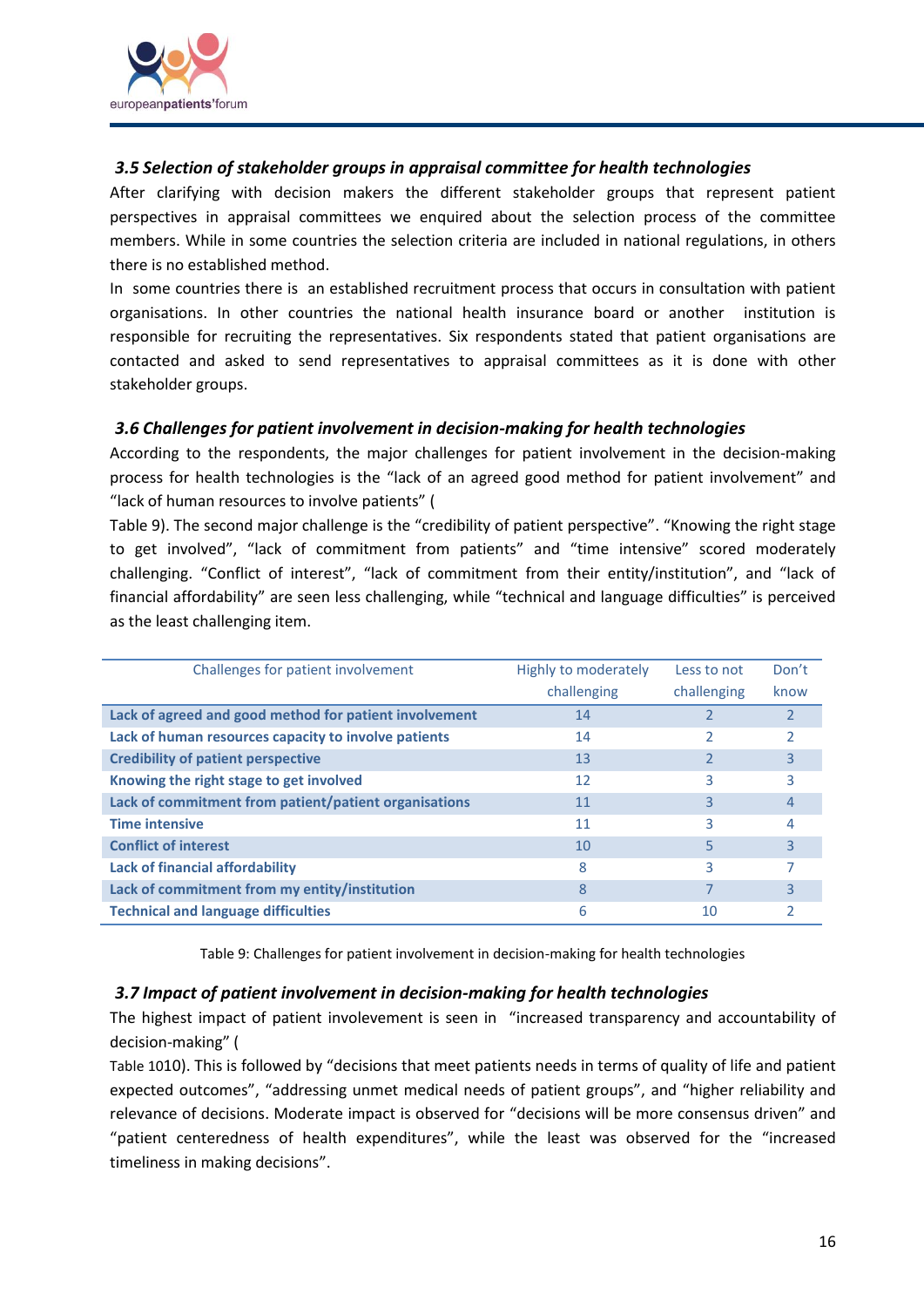### *3.5 Selection of stakeholder groups in appraisal committee for health technologies*

After clarifying with decision makers the different stakeholder groups that represent patient perspectives in appraisal committees we enquired about the selection process of the committee members. While in some countries the selection criteria are included in national regulations, in others there is no established method.

In some countries there is an established recruitment process that occurs in consultation with patient organisations. In other countries the national health insurance board or another institution is responsible for recruiting the representatives. Six respondents stated that patient organisations are contacted and asked to send representatives to appraisal committees as it is done with other stakeholder groups.

### *3.6 Challenges for patient involvement in decision-making for health technologies*

According to the respondents, the major challenges for patient involvement in the decision-making process for health technologies is the "lack of an agreed good method for patient involvement" and "lack of human resources to involve patients" (

Table 9). The second major challenge is the "credibility of patient perspective". "Knowing the right stage to get involved", "lack of commitment from patients" and "time intensive" scored moderately challenging. "Conflict of interest", "lack of commitment from their entity/institution", and "lack of financial affordability" are seen less challenging, while "technical and language difficulties" is perceived as the least challenging item.

| Challenges for patient involvement | Highly to moderately challenging | Less to not challenging | Don't know |
|---|---|---|---|
| **Lack of agreed and good method for patient involvement** | 14 | 2 | 2 |
| **Lack of human resources capacity to involve patients** | 14 | 2 | 2 |
| **Credibility of patient perspective** | 13 | 2 | 3 |
| **Knowing the right stage to get involved** | 12 | 3 | 3 |
| **Lack of commitment from patient/patient organisations** | 11 | 3 | 4 |
| **Time intensive** | 11 | 3 | 4 |
| **Conflict of interest** | 10 | 5 | 3 |
| **Lack of financial affordability** | 8 | 3 | 7 |
| **Lack of commitment from my entity/institution** | 8 | 7 | 3 |
| **Technical and language difficulties** | 6 | 10 | 2 |

Table 9: Challenges for patient involvement in decision-making for health technologies

### *3.7 Impact of patient involvement in decision-making for health technologies*

The highest impact of patient involevement is seen in "increased transparency and accountability of decision-making" (

Table 1010). This is followed by "decisions that meet patients needs in terms of quality of life and patient expected outcomes", "addressing unmet medical needs of patient groups", and "higher reliability and relevance of decisions. Moderate impact is observed for "decisions will be more consensus driven" and "patient centeredness of health expenditures", while the least was observed for the "increased timeliness in making decisions".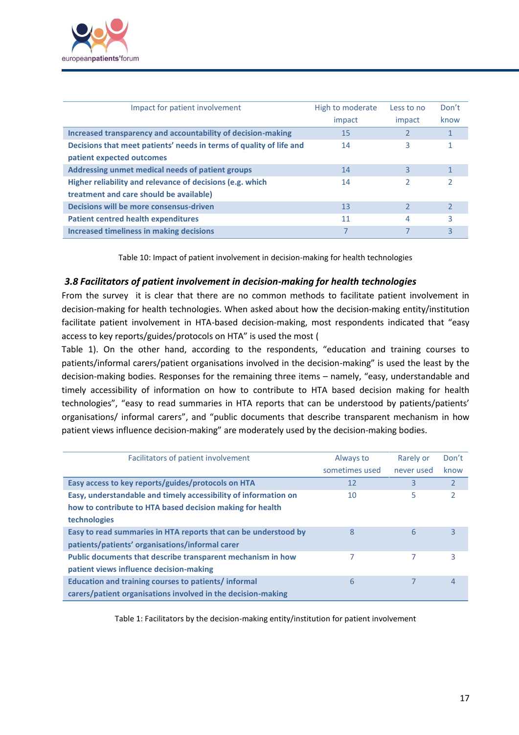| Impact for patient involvement | High to moderate impact | Less to no impact | Don't know |
|---|---|---|---|
| **Increased transparency and accountability of decision-making** | 15 | 2 | 1 |
| **Decisions that meet patients' needs in terms of quality of life and patient expected outcomes** | 14 | 3 | 1 |
| **Addressing unmet medical needs of patient groups** | 14 | 3 | 1 |
| **Higher reliability and relevance of decisions (e.g. which treatment and care should be available)** | 14 | 2 | 2 |
| **Decisions will be more consensus-driven** | 13 | 2 | 2 |
| **Patient centred health expenditures** | 11 | 4 | 3 |
| **Increased timeliness in making decisions** | 7 | 7 | 3 |

Table 10: Impact of patient involvement in decision-making for health technologies

### *3.8 Facilitators of patient involvement in decision-making for health technologies*

From the survey it is clear that there are no common methods to facilitate patient involvement in decision-making for health technologies. When asked about how the decision-making entity/institution facilitate patient involvement in HTA-based decision-making, most respondents indicated that "easy access to key reports/guides/protocols on HTA" is used the most (
Table 1). On the other hand, according to the respondents, "education and training courses to patients/informal carers/patient organisations involved in the decision-making" is used the least by the decision-making bodies. Responses for the remaining three items – namely, "easy, understandable and timely accessibility of information on how to contribute to HTA based decision making for health technologies", "easy to read summaries in HTA reports that can be understood by patients/patients' organisations/ informal carers", and "public documents that describe transparent mechanism in how patient views influence decision-making" are moderately used by the decision-making bodies.

| Facilitators of patient involvement | Always to sometimes used | Rarely or never used | Don't know |
|---|---|---|---|
| **Easy access to key reports/guides/protocols on HTA** | 12 | 3 | 2 |
| **Easy, understandable and timely accessibility of information on how to contribute to HTA based decision making for health technologies** | 10 | 5 | 2 |
| **Easy to read summaries in HTA reports that can be understood by patients/patients' organisations/informal carer** | 8 | 6 | 3 |
| **Public documents that describe transparent mechanism in how patient views influence decision-making** | 7 | 7 | 3 |
| **Education and training courses to patients/ informal carers/patient organisations involved in the decision-making** | 6 | 7 | 4 |

Table 1: Facilitators by the decision-making entity/institution for patient involvement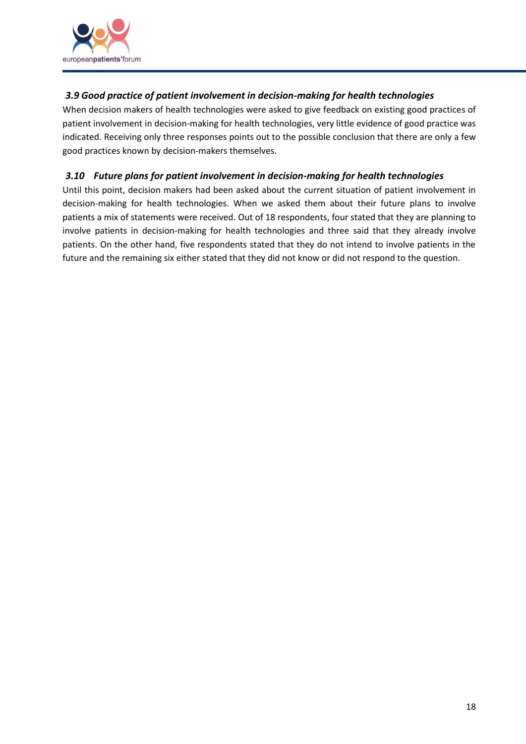### *3.9 Good practice of patient involvement in decision-making for health technologies*

When decision makers of health technologies were asked to give feedback on existing good practices of patient involvement in decision-making for health technologies, very little evidence of good practice was indicated. Receiving only three responses points out to the possible conclusion that there are only a few good practices known by decision-makers themselves.

### *3.10 Future plans for patient involvement in decision-making for health technologies*

Until this point, decision makers had been asked about the current situation of patient involvement in decision-making for health technologies. When we asked them about their future plans to involve patients a mix of statements were received. Out of 18 respondents, four stated that they are planning to involve patients in decision-making for health technologies and three said that they already involve patients. On the other hand, five respondents stated that they do not intend to involve patients in the future and the remaining six either stated that they did not know or did not respond to the question.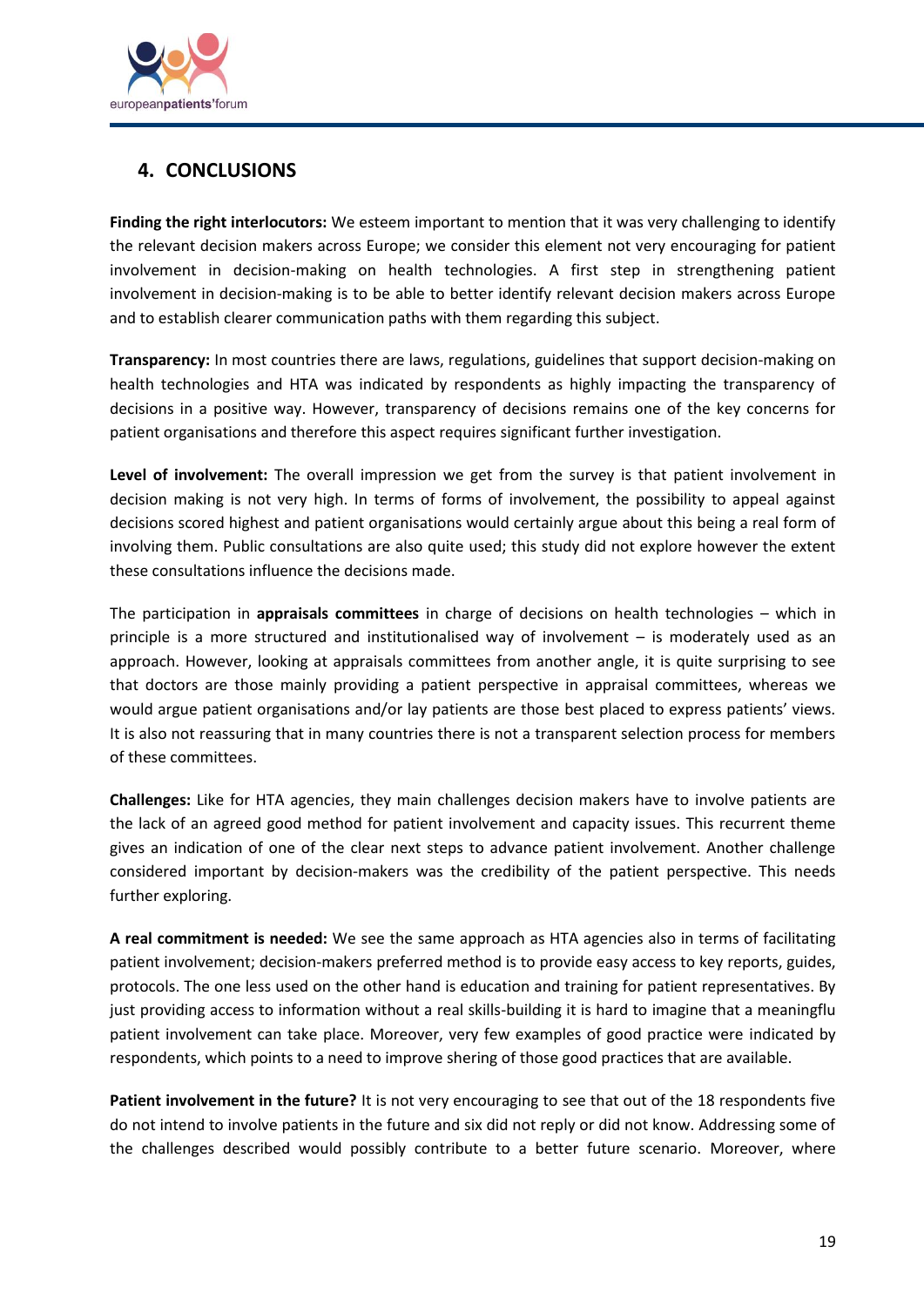## 4. CONCLUSIONS

**Finding the right interlocutors:** We esteem important to mention that it was very challenging to identify the relevant decision makers across Europe; we consider this element not very encouraging for patient involvement in decision-making on health technologies. A first step in strengthening patient involvement in decision-making is to be able to better identify relevant decision makers across Europe and to establish clearer communication paths with them regarding this subject.

**Transparency:** In most countries there are laws, regulations, guidelines that support decision-making on health technologies and HTA was indicated by respondents as highly impacting the transparency of decisions in a positive way. However, transparency of decisions remains one of the key concerns for patient organisations and therefore this aspect requires significant further investigation.

**Level of involvement:** The overall impression we get from the survey is that patient involvement in decision making is not very high. In terms of forms of involvement, the possibility to appeal against decisions scored highest and patient organisations would certainly argue about this being a real form of involving them. Public consultations are also quite used; this study did not explore however the extent these consultations influence the decisions made.

The participation in **appraisals committees** in charge of decisions on health technologies – which in principle is a more structured and institutionalised way of involvement – is moderately used as an approach. However, looking at appraisals committees from another angle, it is quite surprising to see that doctors are those mainly providing a patient perspective in appraisal committees, whereas we would argue patient organisations and/or lay patients are those best placed to express patients' views. It is also not reassuring that in many countries there is not a transparent selection process for members of these committees.

**Challenges:** Like for HTA agencies, they main challenges decision makers have to involve patients are the lack of an agreed good method for patient involvement and capacity issues. This recurrent theme gives an indication of one of the clear next steps to advance patient involvement. Another challenge considered important by decision-makers was the credibility of the patient perspective. This needs further exploring.

**A real commitment is needed:** We see the same approach as HTA agencies also in terms of facilitating patient involvement; decision-makers preferred method is to provide easy access to key reports, guides, protocols. The one less used on the other hand is education and training for patient representatives. By just providing access to information without a real skills-building it is hard to imagine that a meaningflu patient involvement can take place. Moreover, very few examples of good practice were indicated by respondents, which points to a need to improve shering of those good practices that are available.

**Patient involvement in the future?** It is not very encouraging to see that out of the 18 respondents five do not intend to involve patients in the future and six did not reply or did not know. Addressing some of the challenges described would possibly contribute to a better future scenario. Moreover, where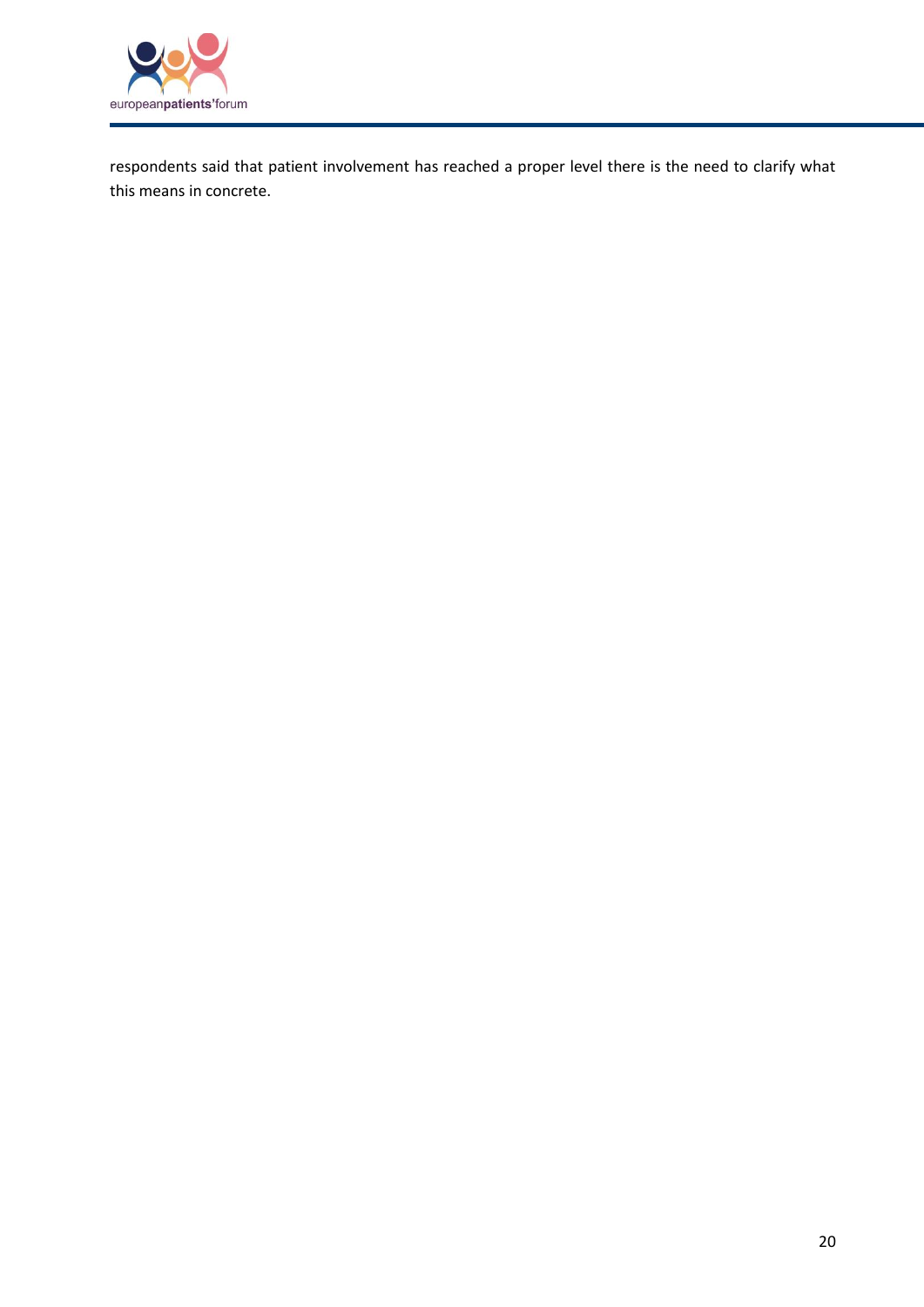respondents said that patient involvement has reached a proper level there is the need to clarify what this means in concrete.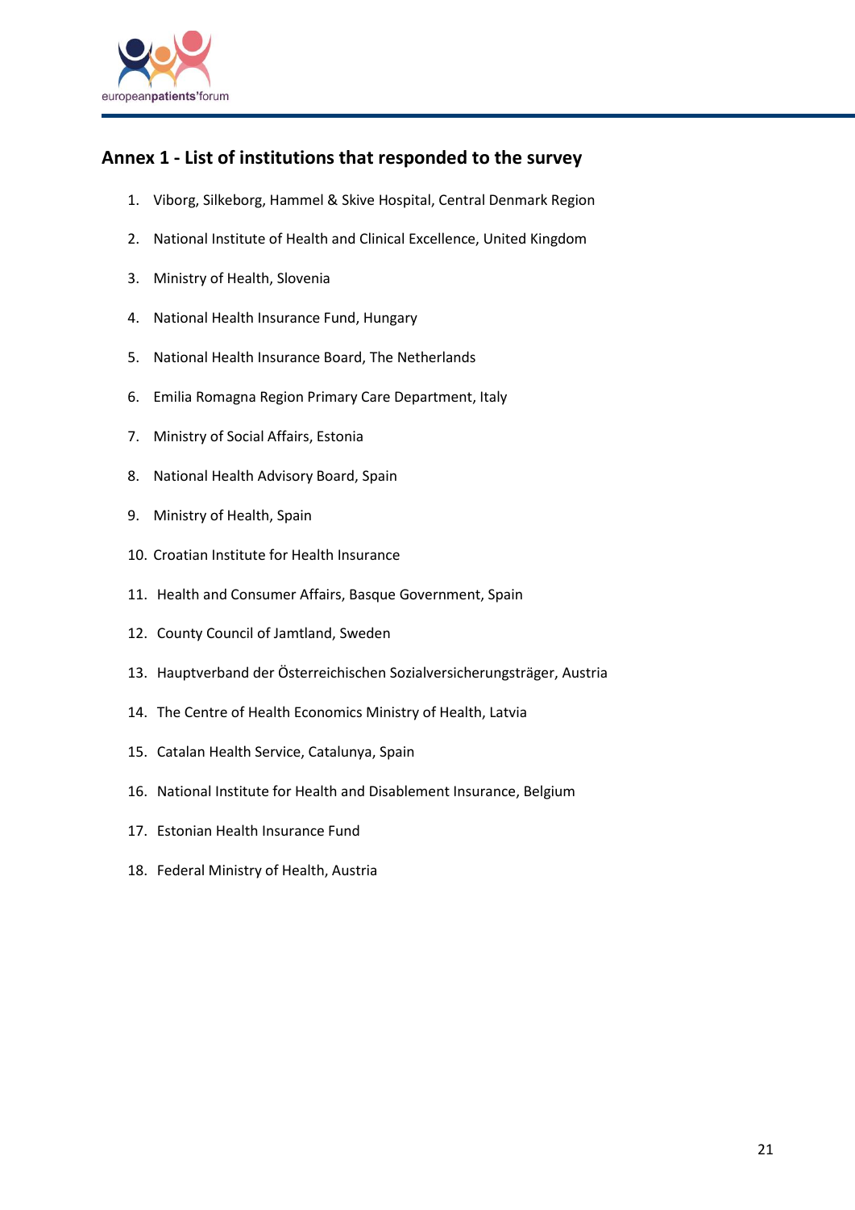## Annex 1 - List of institutions that responded to the survey

1. Viborg, Silkeborg, Hammel & Skive Hospital, Central Denmark Region
2. National Institute of Health and Clinical Excellence, United Kingdom
3. Ministry of Health, Slovenia
4. National Health Insurance Fund, Hungary
5. National Health Insurance Board, The Netherlands
6. Emilia Romagna Region Primary Care Department, Italy
7. Ministry of Social Affairs, Estonia
8. National Health Advisory Board, Spain
9. Ministry of Health, Spain
10. Croatian Institute for Health Insurance
11. Health and Consumer Affairs, Basque Government, Spain
12. County Council of Jamtland, Sweden
13. Hauptverband der Österreichischen Sozialversicherungsträger, Austria
14. The Centre of Health Economics Ministry of Health, Latvia
15. Catalan Health Service, Catalunya, Spain
16. National Institute for Health and Disablement Insurance, Belgium
17. Estonian Health Insurance Fund
18. Federal Ministry of Health, Austria